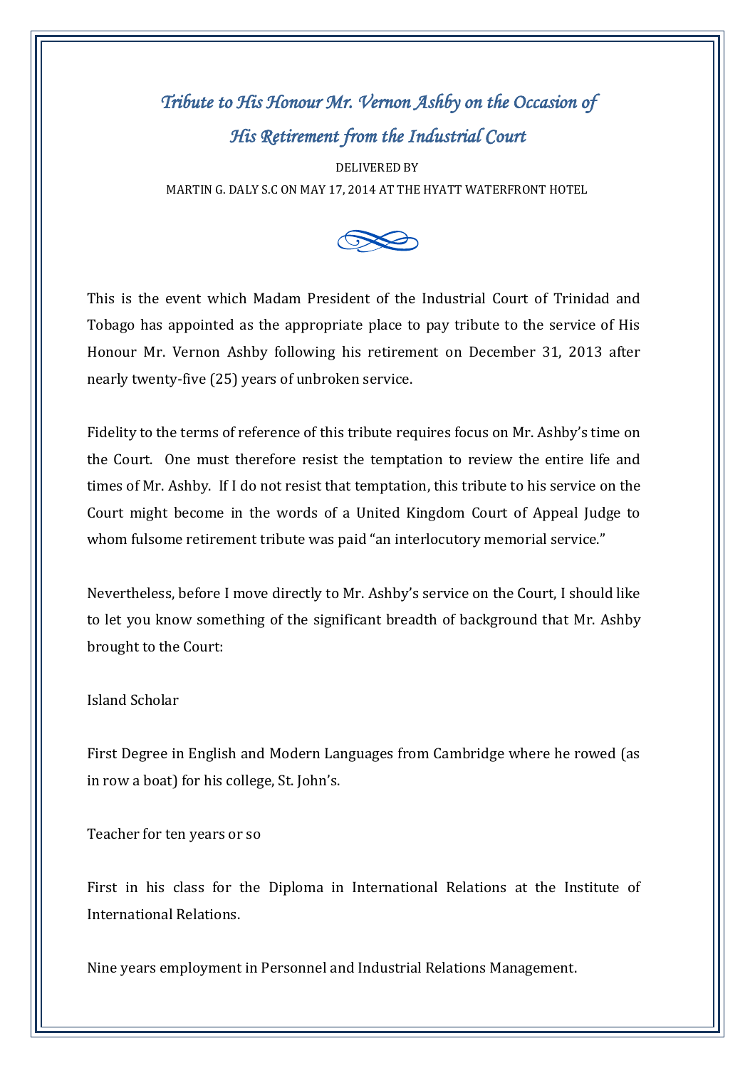# *Tribute to His Honour Mr. Vernon Ashby on the Occasion of His Retirement from the Industrial Court*

DELIVERED BY

MARTIN G. DALY S.C ON MAY 17, 2014 AT THE HYATT WATERFRONT HOTEL

This is the event which Madam President of the Industrial Court of Trinidad and Tobago has appointed as the appropriate place to pay tribute to the service of His Honour Mr. Vernon Ashby following his retirement on December 31, 2013 after nearly twenty-five (25) years of unbroken service.

Fidelity to the terms of reference of this tribute requires focus on Mr. Ashby's time on the Court. One must therefore resist the temptation to review the entire life and times of Mr. Ashby. If I do not resist that temptation, this tribute to his service on the Court might become in the words of a United Kingdom Court of Appeal Judge to whom fulsome retirement tribute was paid "an interlocutory memorial service."

Nevertheless, before I move directly to Mr. Ashby's service on the Court, I should like to let you know something of the significant breadth of background that Mr. Ashby brought to the Court:

Island Scholar

First Degree in English and Modern Languages from Cambridge where he rowed (as in row a boat) for his college, St. John's.

Teacher for ten years or so

First in his class for the Diploma in International Relations at the Institute of International Relations.

Nine years employment in Personnel and Industrial Relations Management.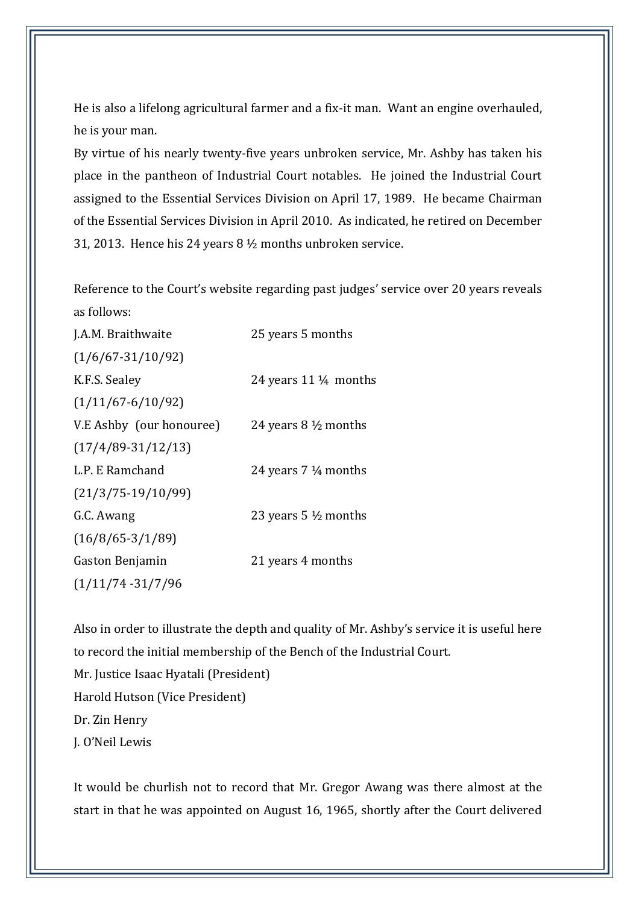He is also a lifelong agricultural farmer and a fix-it man. Want an engine overhauled, he is your man.

By virtue of his nearly twenty-five years unbroken service, Mr. Ashby has taken his place in the pantheon of Industrial Court notables. He joined the Industrial Court assigned to the Essential Services Division on April 17, 1989. He became Chairman of the Essential Services Division in April 2010. As indicated, he retired on December 31, 2013. Hence his 24 years 8 ½ months unbroken service.

Reference to the Court's website regarding past judges' service over 20 years reveals as follows:

| | |
|---|---|
| J.A.M. Braithwaite (1/6/67-31/10/92) | 25 years 5 months |
| K.F.S. Sealey (1/11/67-6/10/92) | 24 years 11 ¼ months |
| V.E Ashby (our honouree) (17/4/89-31/12/13) | 24 years 8 ½ months |
| L.P. E Ramchand (21/3/75-19/10/99) | 24 years 7 ¼ months |
| G.C. Awang (16/8/65-3/1/89) | 23 years 5 ½ months |
| Gaston Benjamin (1/11/74 -31/7/96 | 21 years 4 months |

Also in order to illustrate the depth and quality of Mr. Ashby's service it is useful here to record the initial membership of the Bench of the Industrial Court.

Mr. Justice Isaac Hyatali (President)
Harold Hutson (Vice President)
Dr. Zin Henry
J. O'Neil Lewis

It would be churlish not to record that Mr. Gregor Awang was there almost at the start in that he was appointed on August 16, 1965, shortly after the Court delivered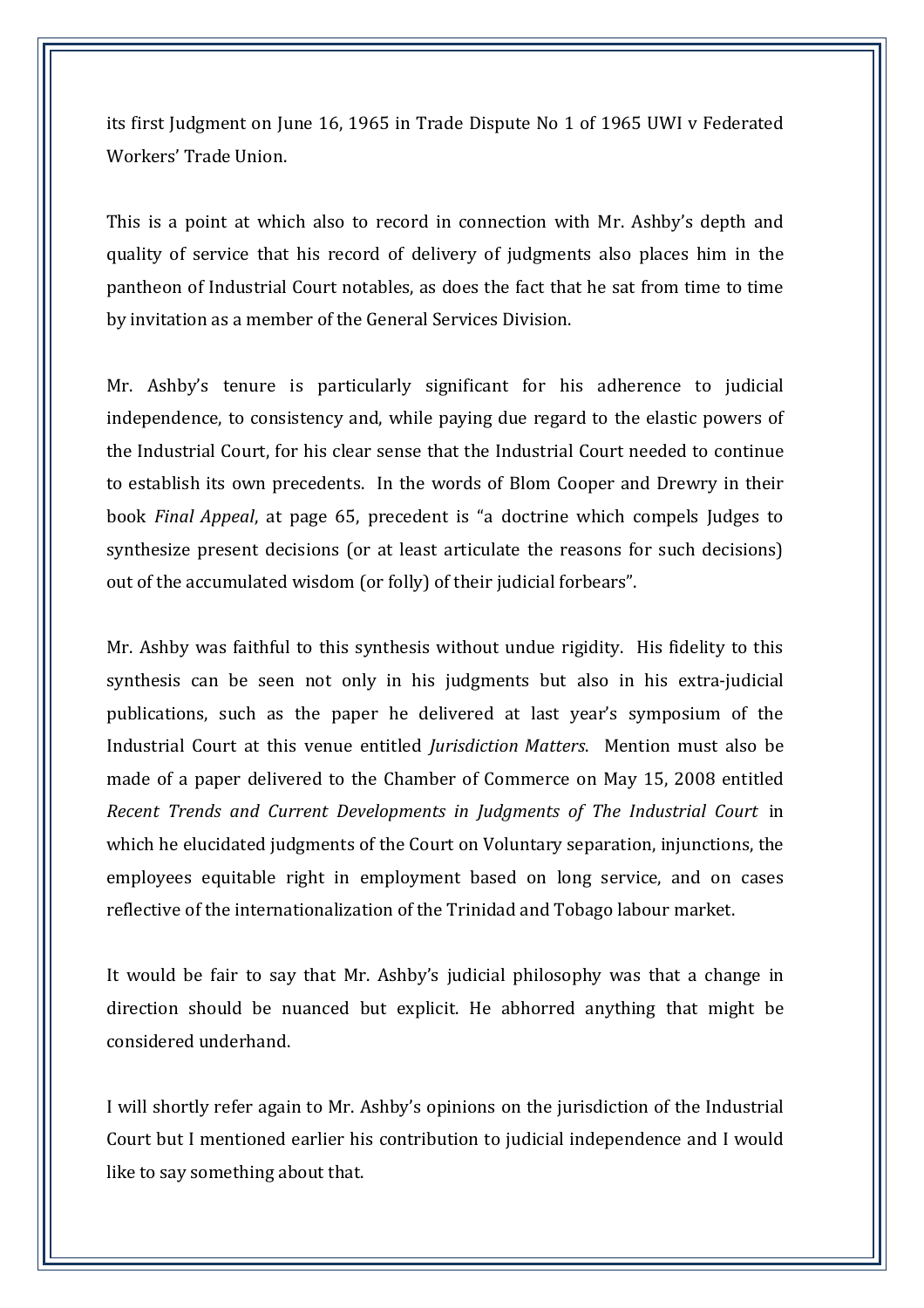its first Judgment on June 16, 1965 in Trade Dispute No 1 of 1965 UWI v Federated Workers' Trade Union.

This is a point at which also to record in connection with Mr. Ashby's depth and quality of service that his record of delivery of judgments also places him in the pantheon of Industrial Court notables, as does the fact that he sat from time to time by invitation as a member of the General Services Division.

Mr. Ashby's tenure is particularly significant for his adherence to judicial independence, to consistency and, while paying due regard to the elastic powers of the Industrial Court, for his clear sense that the Industrial Court needed to continue to establish its own precedents. In the words of Blom Cooper and Drewry in their book *Final Appeal*, at page 65, precedent is "a doctrine which compels Judges to synthesize present decisions (or at least articulate the reasons for such decisions) out of the accumulated wisdom (or folly) of their judicial forbears".

Mr. Ashby was faithful to this synthesis without undue rigidity. His fidelity to this synthesis can be seen not only in his judgments but also in his extra-judicial publications, such as the paper he delivered at last year's symposium of the Industrial Court at this venue entitled *Jurisdiction Matters*. Mention must also be made of a paper delivered to the Chamber of Commerce on May 15, 2008 entitled *Recent Trends and Current Developments in Judgments of The Industrial Court* in which he elucidated judgments of the Court on Voluntary separation, injunctions, the employees equitable right in employment based on long service, and on cases reflective of the internationalization of the Trinidad and Tobago labour market.

It would be fair to say that Mr. Ashby's judicial philosophy was that a change in direction should be nuanced but explicit. He abhorred anything that might be considered underhand.

I will shortly refer again to Mr. Ashby's opinions on the jurisdiction of the Industrial Court but I mentioned earlier his contribution to judicial independence and I would like to say something about that.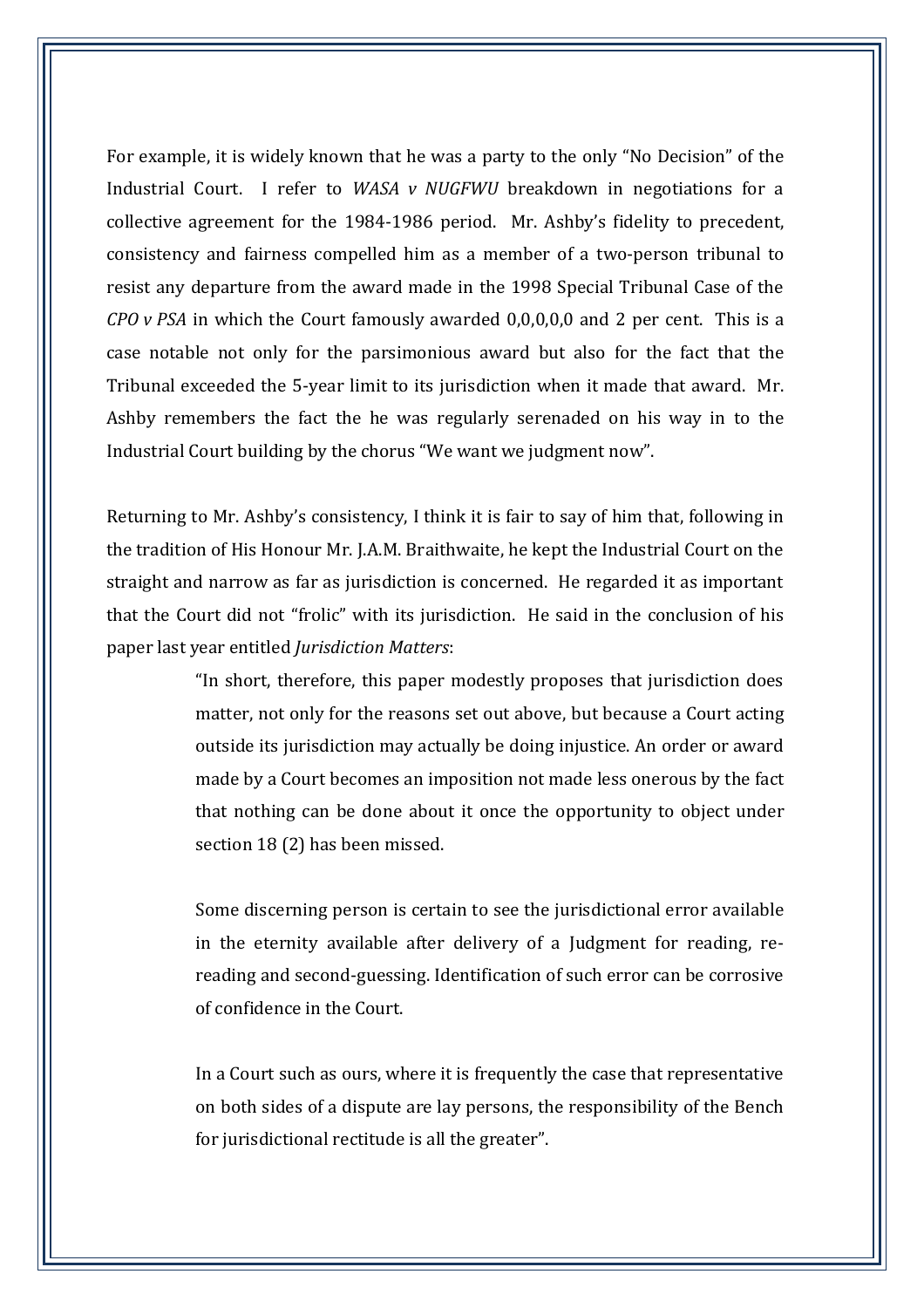For example, it is widely known that he was a party to the only "No Decision" of the Industrial Court. I refer to *WASA v NUGFWU* breakdown in negotiations for a collective agreement for the 1984-1986 period. Mr. Ashby's fidelity to precedent, consistency and fairness compelled him as a member of a two-person tribunal to resist any departure from the award made in the 1998 Special Tribunal Case of the *CPO v PSA* in which the Court famously awarded 0,0,0,0,0 and 2 per cent. This is a case notable not only for the parsimonious award but also for the fact that the Tribunal exceeded the 5-year limit to its jurisdiction when it made that award. Mr. Ashby remembers the fact the he was regularly serenaded on his way in to the Industrial Court building by the chorus "We want we judgment now".

Returning to Mr. Ashby's consistency, I think it is fair to say of him that, following in the tradition of His Honour Mr. J.A.M. Braithwaite, he kept the Industrial Court on the straight and narrow as far as jurisdiction is concerned. He regarded it as important that the Court did not "frolic" with its jurisdiction. He said in the conclusion of his paper last year entitled *Jurisdiction Matters*:

> "In short, therefore, this paper modestly proposes that jurisdiction does matter, not only for the reasons set out above, but because a Court acting outside its jurisdiction may actually be doing injustice. An order or award made by a Court becomes an imposition not made less onerous by the fact that nothing can be done about it once the opportunity to object under section 18 (2) has been missed.
>
> Some discerning person is certain to see the jurisdictional error available in the eternity available after delivery of a Judgment for reading, re-reading and second-guessing. Identification of such error can be corrosive of confidence in the Court.
>
> In a Court such as ours, where it is frequently the case that representative on both sides of a dispute are lay persons, the responsibility of the Bench for jurisdictional rectitude is all the greater".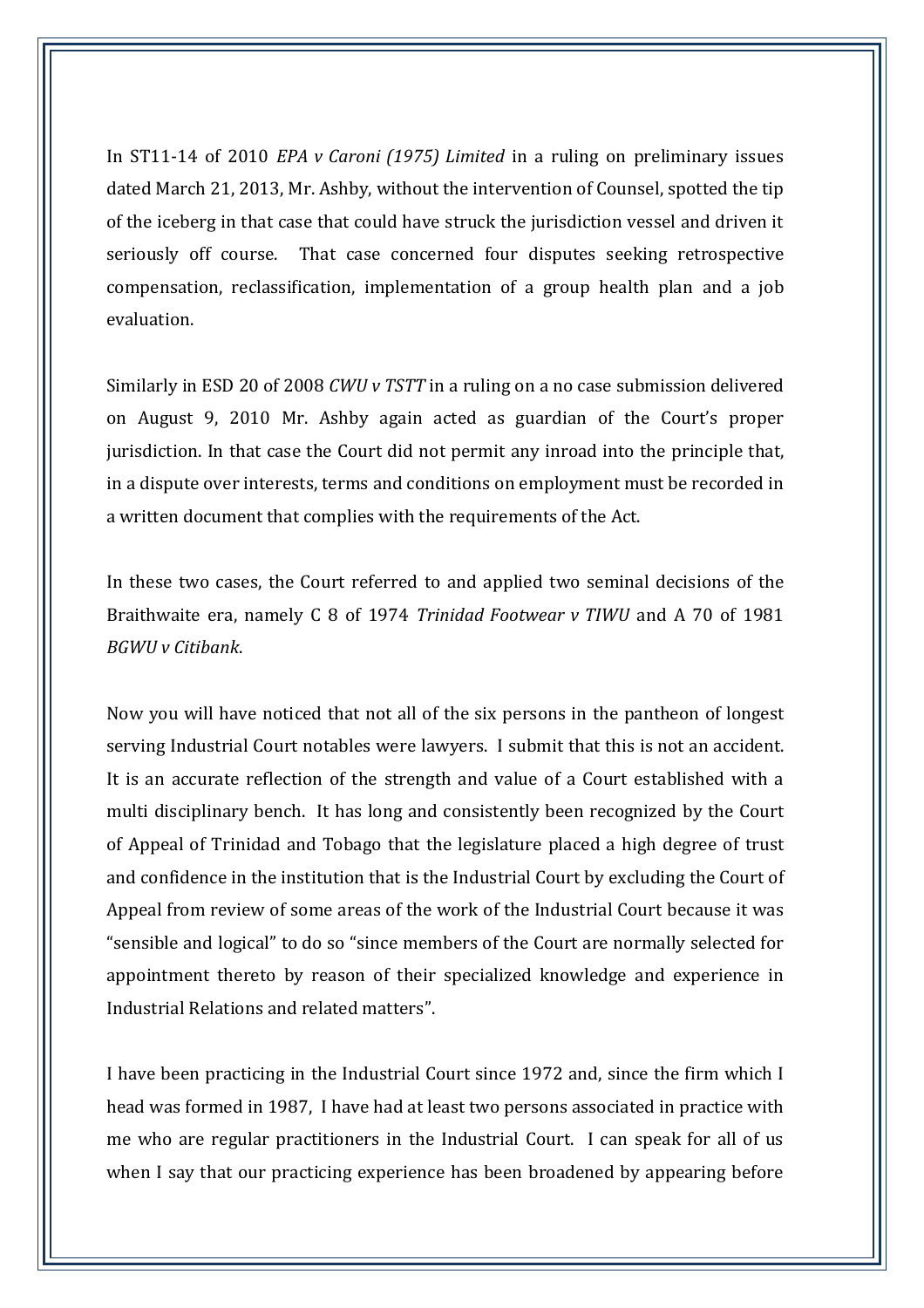In ST11-14 of 2010 *EPA v Caroni (1975) Limited* in a ruling on preliminary issues dated March 21, 2013, Mr. Ashby, without the intervention of Counsel, spotted the tip of the iceberg in that case that could have struck the jurisdiction vessel and driven it seriously off course. That case concerned four disputes seeking retrospective compensation, reclassification, implementation of a group health plan and a job evaluation.

Similarly in ESD 20 of 2008 *CWU v TSTT* in a ruling on a no case submission delivered on August 9, 2010 Mr. Ashby again acted as guardian of the Court's proper jurisdiction. In that case the Court did not permit any inroad into the principle that, in a dispute over interests, terms and conditions on employment must be recorded in a written document that complies with the requirements of the Act.

In these two cases, the Court referred to and applied two seminal decisions of the Braithwaite era, namely C 8 of 1974 *Trinidad Footwear v TIWU* and A 70 of 1981 *BGWU v Citibank*.

Now you will have noticed that not all of the six persons in the pantheon of longest serving Industrial Court notables were lawyers. I submit that this is not an accident. It is an accurate reflection of the strength and value of a Court established with a multi disciplinary bench. It has long and consistently been recognized by the Court of Appeal of Trinidad and Tobago that the legislature placed a high degree of trust and confidence in the institution that is the Industrial Court by excluding the Court of Appeal from review of some areas of the work of the Industrial Court because it was "sensible and logical" to do so "since members of the Court are normally selected for appointment thereto by reason of their specialized knowledge and experience in Industrial Relations and related matters".

I have been practicing in the Industrial Court since 1972 and, since the firm which I head was formed in 1987, I have had at least two persons associated in practice with me who are regular practitioners in the Industrial Court. I can speak for all of us when I say that our practicing experience has been broadened by appearing before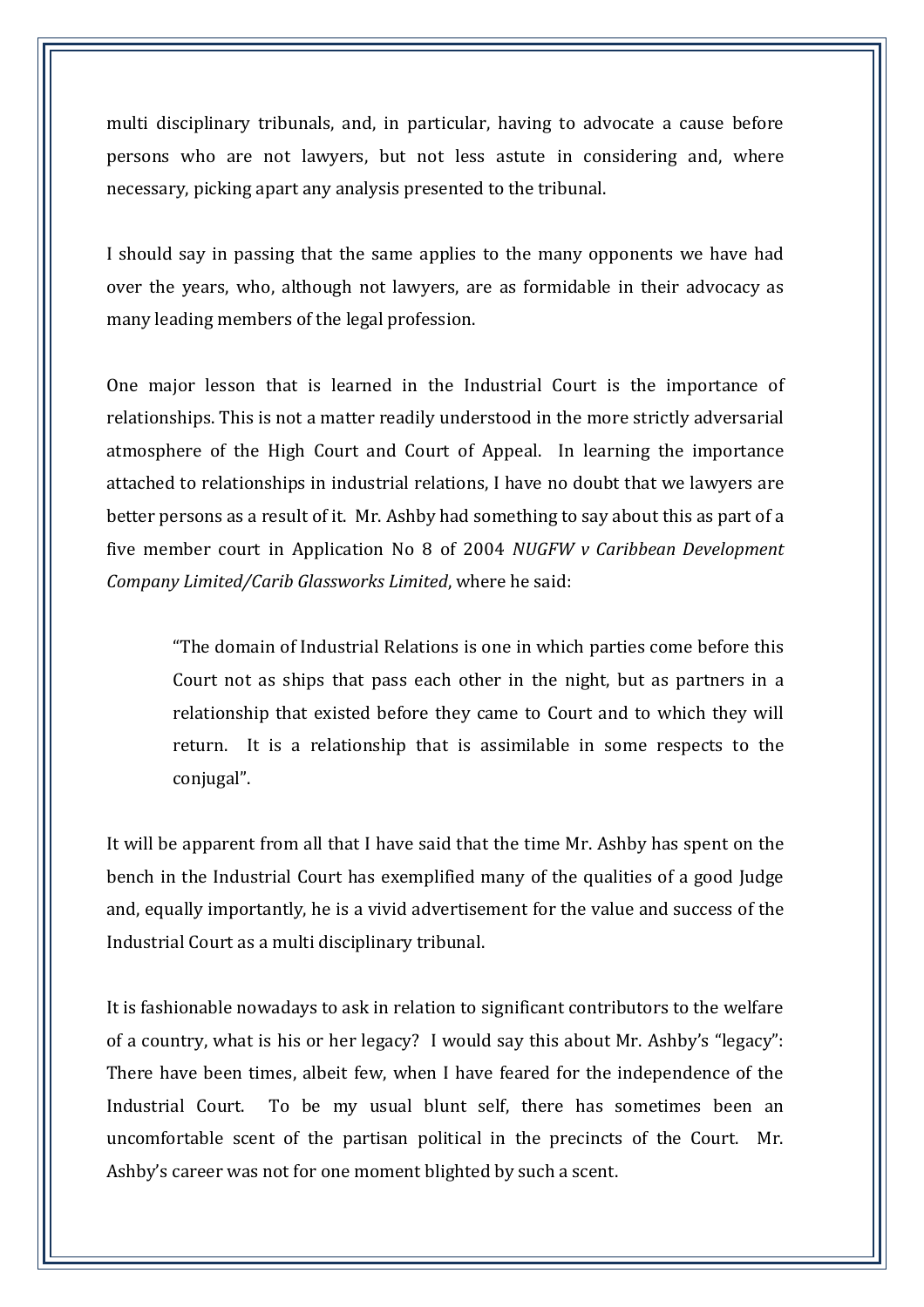multi disciplinary tribunals, and, in particular, having to advocate a cause before persons who are not lawyers, but not less astute in considering and, where necessary, picking apart any analysis presented to the tribunal.

I should say in passing that the same applies to the many opponents we have had over the years, who, although not lawyers, are as formidable in their advocacy as many leading members of the legal profession.

One major lesson that is learned in the Industrial Court is the importance of relationships. This is not a matter readily understood in the more strictly adversarial atmosphere of the High Court and Court of Appeal. In learning the importance attached to relationships in industrial relations, I have no doubt that we lawyers are better persons as a result of it. Mr. Ashby had something to say about this as part of a five member court in Application No 8 of 2004 *NUGFW v Caribbean Development Company Limited/Carib Glassworks Limited*, where he said:

> "The domain of Industrial Relations is one in which parties come before this Court not as ships that pass each other in the night, but as partners in a relationship that existed before they came to Court and to which they will return. It is a relationship that is assimilable in some respects to the conjugal".

It will be apparent from all that I have said that the time Mr. Ashby has spent on the bench in the Industrial Court has exemplified many of the qualities of a good Judge and, equally importantly, he is a vivid advertisement for the value and success of the Industrial Court as a multi disciplinary tribunal.

It is fashionable nowadays to ask in relation to significant contributors to the welfare of a country, what is his or her legacy? I would say this about Mr. Ashby's "legacy": There have been times, albeit few, when I have feared for the independence of the Industrial Court. To be my usual blunt self, there has sometimes been an uncomfortable scent of the partisan political in the precincts of the Court. Mr. Ashby's career was not for one moment blighted by such a scent.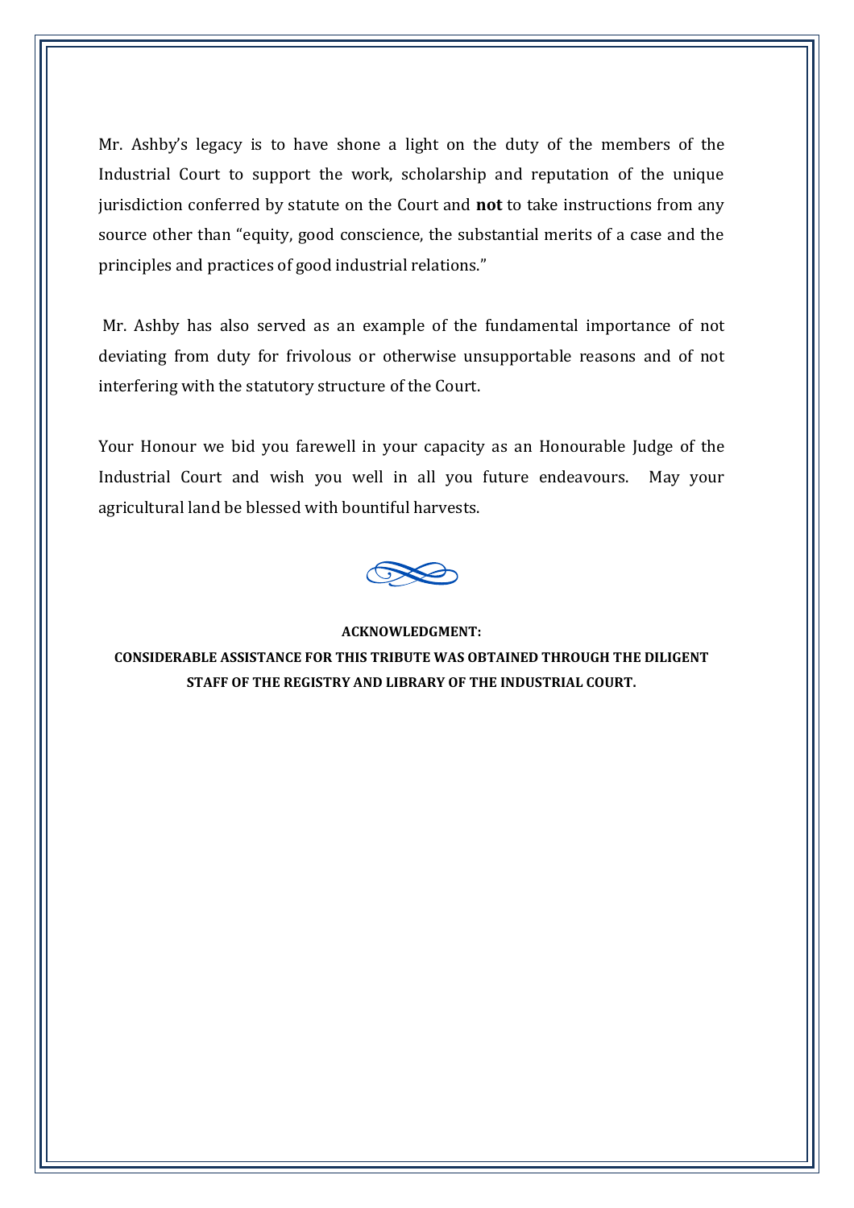Mr. Ashby's legacy is to have shone a light on the duty of the members of the Industrial Court to support the work, scholarship and reputation of the unique jurisdiction conferred by statute on the Court and **not** to take instructions from any source other than "equity, good conscience, the substantial merits of a case and the principles and practices of good industrial relations."

Mr. Ashby has also served as an example of the fundamental importance of not deviating from duty for frivolous or otherwise unsupportable reasons and of not interfering with the statutory structure of the Court.

Your Honour we bid you farewell in your capacity as an Honourable Judge of the Industrial Court and wish you well in all you future endeavours. May your agricultural land be blessed with bountiful harvests.

**ACKNOWLEDGMENT:**

**CONSIDERABLE ASSISTANCE FOR THIS TRIBUTE WAS OBTAINED THROUGH THE DILIGENT STAFF OF THE REGISTRY AND LIBRARY OF THE INDUSTRIAL COURT.**